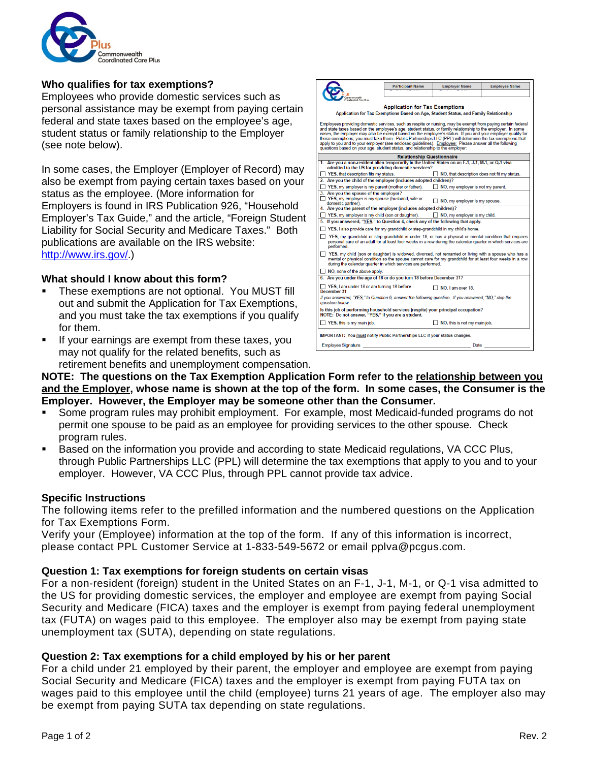## Who qualifies for tax exemptions?

Employees who provide domestic services such as personal assistance may be exempt from paying certain federal and state taxes based on the employee's age, student status or family relationship to the Employer (see note below).

In some cases, the Employer (Employer of Record) may also be exempt from paying certain taxes based on your status as the employee. (More information for Employers is found in IRS Publication 926, "Household Employer's Tax Guide," and the article, "Foreign Student Liability for Social Security and Medicare Taxes." Both publications are available on the IRS website: http://www.irs.gov/.)

## What should I know about this form?

- These exemptions are not optional. You MUST fill out and submit the Application for Tax Exemptions, and you must take the tax exemptions if you qualify for them.
- If your earnings are exempt from these taxes, you may not qualify for the related benefits, such as retirement benefits and unemployment compensation.

**NOTE: The questions on the Tax Exemption Application Form refer to the relationship between you and the Employer, whose name is shown at the top of the form. In some cases, the Consumer is the Employer. However, the Employer may be someone other than the Consumer.**

- Some program rules may prohibit employment. For example, most Medicaid-funded programs do not permit one spouse to be paid as an employee for providing services to the other spouse. Check program rules.
- Based on the information you provide and according to state Medicaid regulations, VA CCC Plus, through Public Partnerships LLC (PPL) will determine the tax exemptions that apply to you and to your employer. However, VA CCC Plus, through PPL cannot provide tax advice.

## Specific Instructions

The following items refer to the prefilled information and the numbered questions on the Application for Tax Exemptions Form.

Verify your (Employee) information at the top of the form. If any of this information is incorrect, please contact PPL Customer Service at 1-833-549-5672 or email pplva@pcgus.com.

## Question 1: Tax exemptions for foreign students on certain visas

For a non-resident (foreign) student in the United States on an F-1, J-1, M-1, or Q-1 visa admitted to the US for providing domestic services, the employer and employee are exempt from paying Social Security and Medicare (FICA) taxes and the employer is exempt from paying federal unemployment tax (FUTA) on wages paid to this employee. The employer also may be exempt from paying state unemployment tax (SUTA), depending on state regulations.

## Question 2: Tax exemptions for a child employed by his or her parent

For a child under 21 employed by their parent, the employer and employee are exempt from paying Social Security and Medicare (FICA) taxes and the employer is exempt from paying FUTA tax on wages paid to this employee until the child (employee) turns 21 years of age. The employer also may be exempt from paying SUTA tax depending on state regulations.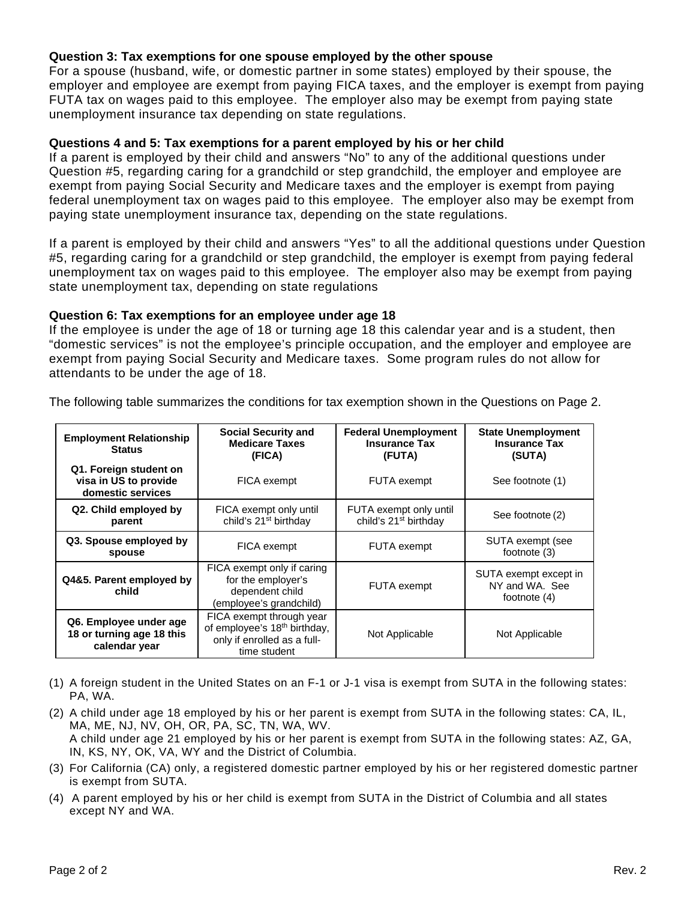**Question 3: Tax exemptions for one spouse employed by the other spouse**

For a spouse (husband, wife, or domestic partner in some states) employed by their spouse, the employer and employee are exempt from paying FICA taxes, and the employer is exempt from paying FUTA tax on wages paid to this employee. The employer also may be exempt from paying state unemployment insurance tax depending on state regulations.

**Questions 4 and 5: Tax exemptions for a parent employed by his or her child**

If a parent is employed by their child and answers "No" to any of the additional questions under Question #5, regarding caring for a grandchild or step grandchild, the employer and employee are exempt from paying Social Security and Medicare taxes and the employer is exempt from paying federal unemployment tax on wages paid to this employee. The employer also may be exempt from paying state unemployment insurance tax, depending on the state regulations.

If a parent is employed by their child and answers "Yes" to all the additional questions under Question #5, regarding caring for a grandchild or step grandchild, the employer is exempt from paying federal unemployment tax on wages paid to this employee. The employer also may be exempt from paying state unemployment tax, depending on state regulations

**Question 6: Tax exemptions for an employee under age 18**

If the employee is under the age of 18 or turning age 18 this calendar year and is a student, then "domestic services" is not the employee's principle occupation, and the employer and employee are exempt from paying Social Security and Medicare taxes. Some program rules do not allow for attendants to be under the age of 18.

The following table summarizes the conditions for tax exemption shown in the Questions on Page 2.

| Employment Relationship Status | Social Security and Medicare Taxes (FICA) | Federal Unemployment Insurance Tax (FUTA) | State Unemployment Insurance Tax (SUTA) |
|---|---|---|---|
| **Q1. Foreign student on visa in US to provide domestic services** | FICA exempt | FUTA exempt | See footnote (1) |
| **Q2. Child employed by parent** | FICA exempt only until child's 21st birthday | FUTA exempt only until child's 21st birthday | See footnote (2) |
| **Q3. Spouse employed by spouse** | FICA exempt | FUTA exempt | SUTA exempt (see footnote (3) |
| **Q4&5. Parent employed by child** | FICA exempt only if caring for the employer's dependent child (employee's grandchild) | FUTA exempt | SUTA exempt except in NY and WA. See footnote (4) |
| **Q6. Employee under age 18 or turning age 18 this calendar year** | FICA exempt through year of employee's 18th birthday, only if enrolled as a full-time student | Not Applicable | Not Applicable |

(1) A foreign student in the United States on an F-1 or J-1 visa is exempt from SUTA in the following states: PA, WA.

(2) A child under age 18 employed by his or her parent is exempt from SUTA in the following states: CA, IL, MA, ME, NJ, NV, OH, OR, PA, SC, TN, WA, WV.
A child under age 21 employed by his or her parent is exempt from SUTA in the following states: AZ, GA, IN, KS, NY, OK, VA, WY and the District of Columbia.

(3) For California (CA) only, a registered domestic partner employed by his or her registered domestic partner is exempt from SUTA.

(4) A parent employed by his or her child is exempt from SUTA in the District of Columbia and all states except NY and WA.